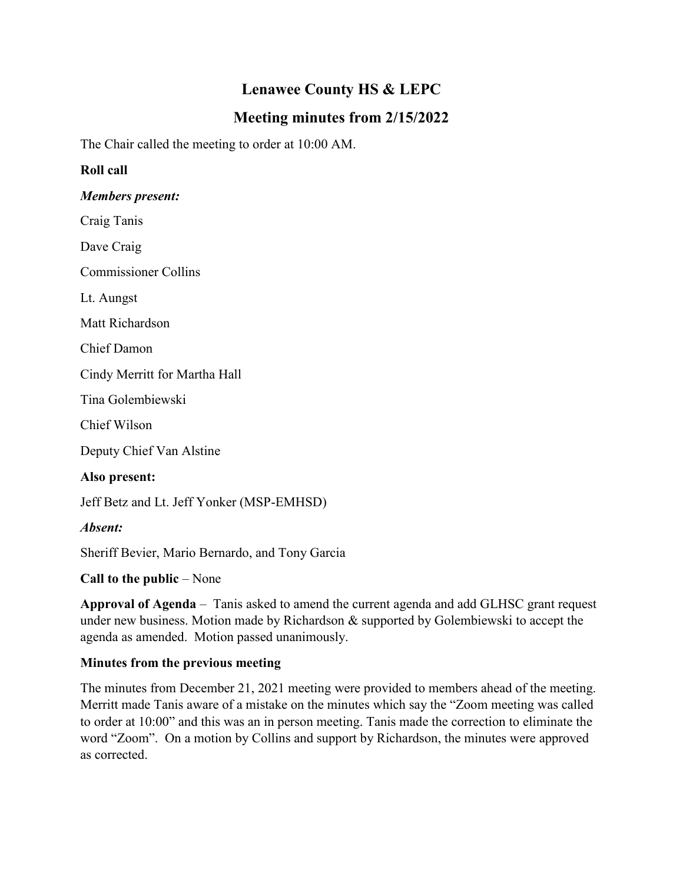# Lenawee County HS & LEPC

## Meeting minutes from 2/15/2022

The Chair called the meeting to order at 10:00 AM.

**Roll call**

***Members present:***

Craig Tanis

Dave Craig

Commissioner Collins

Lt. Aungst

Matt Richardson

Chief Damon

Cindy Merritt for Martha Hall

Tina Golembiewski

Chief Wilson

Deputy Chief Van Alstine

**Also present:**

Jeff Betz and Lt. Jeff Yonker (MSP-EMHSD)

***Absent:***

Sheriff Bevier, Mario Bernardo, and Tony Garcia

**Call to the public** – None

**Approval of Agenda** – Tanis asked to amend the current agenda and add GLHSC grant request under new business. Motion made by Richardson & supported by Golembiewski to accept the agenda as amended. Motion passed unanimously.

**Minutes from the previous meeting**

The minutes from December 21, 2021 meeting were provided to members ahead of the meeting. Merritt made Tanis aware of a mistake on the minutes which say the "Zoom meeting was called to order at 10:00" and this was an in person meeting. Tanis made the correction to eliminate the word "Zoom". On a motion by Collins and support by Richardson, the minutes were approved as corrected.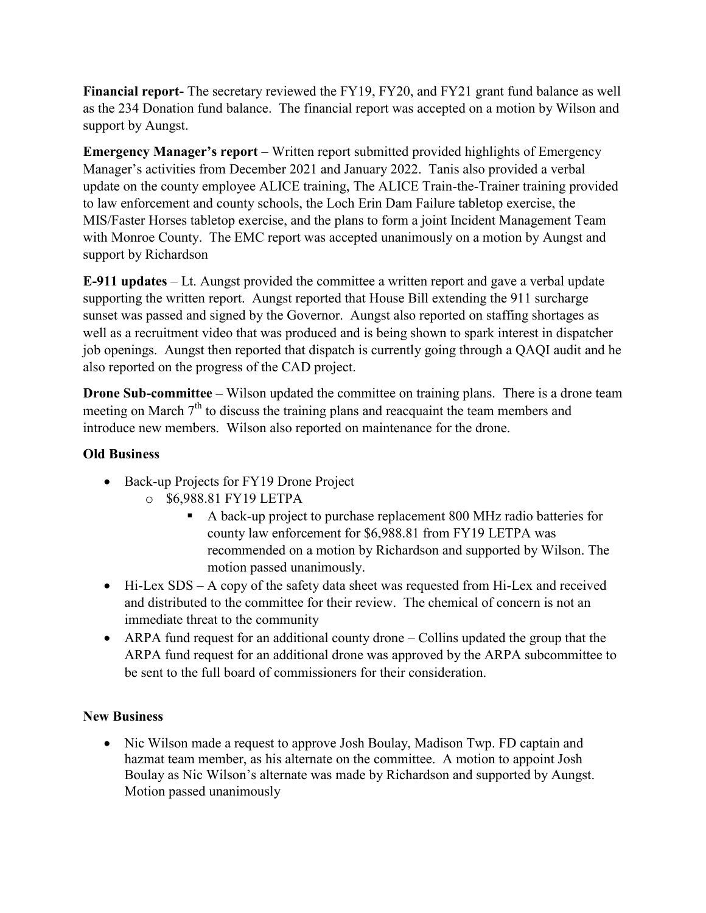**Financial report-** The secretary reviewed the FY19, FY20, and FY21 grant fund balance as well as the 234 Donation fund balance. The financial report was accepted on a motion by Wilson and support by Aungst.

**Emergency Manager's report** – Written report submitted provided highlights of Emergency Manager's activities from December 2021 and January 2022. Tanis also provided a verbal update on the county employee ALICE training, The ALICE Train-the-Trainer training provided to law enforcement and county schools, the Loch Erin Dam Failure tabletop exercise, the MIS/Faster Horses tabletop exercise, and the plans to form a joint Incident Management Team with Monroe County. The EMC report was accepted unanimously on a motion by Aungst and support by Richardson

**E-911 updates** – Lt. Aungst provided the committee a written report and gave a verbal update supporting the written report. Aungst reported that House Bill extending the 911 surcharge sunset was passed and signed by the Governor. Aungst also reported on staffing shortages as well as a recruitment video that was produced and is being shown to spark interest in dispatcher job openings. Aungst then reported that dispatch is currently going through a QAQI audit and he also reported on the progress of the CAD project.

**Drone Sub-committee –** Wilson updated the committee on training plans. There is a drone team meeting on March 7th to discuss the training plans and reacquaint the team members and introduce new members. Wilson also reported on maintenance for the drone.

**Old Business**

- Back-up Projects for FY19 Drone Project
  - $6,988.81 FY19 LETPA
    - A back-up project to purchase replacement 800 MHz radio batteries for county law enforcement for $6,988.81 from FY19 LETPA was recommended on a motion by Richardson and supported by Wilson. The motion passed unanimously.
- Hi-Lex SDS – A copy of the safety data sheet was requested from Hi-Lex and received and distributed to the committee for their review. The chemical of concern is not an immediate threat to the community
- ARPA fund request for an additional county drone – Collins updated the group that the ARPA fund request for an additional drone was approved by the ARPA subcommittee to be sent to the full board of commissioners for their consideration.

**New Business**

- Nic Wilson made a request to approve Josh Boulay, Madison Twp. FD captain and hazmat team member, as his alternate on the committee. A motion to appoint Josh Boulay as Nic Wilson's alternate was made by Richardson and supported by Aungst. Motion passed unanimously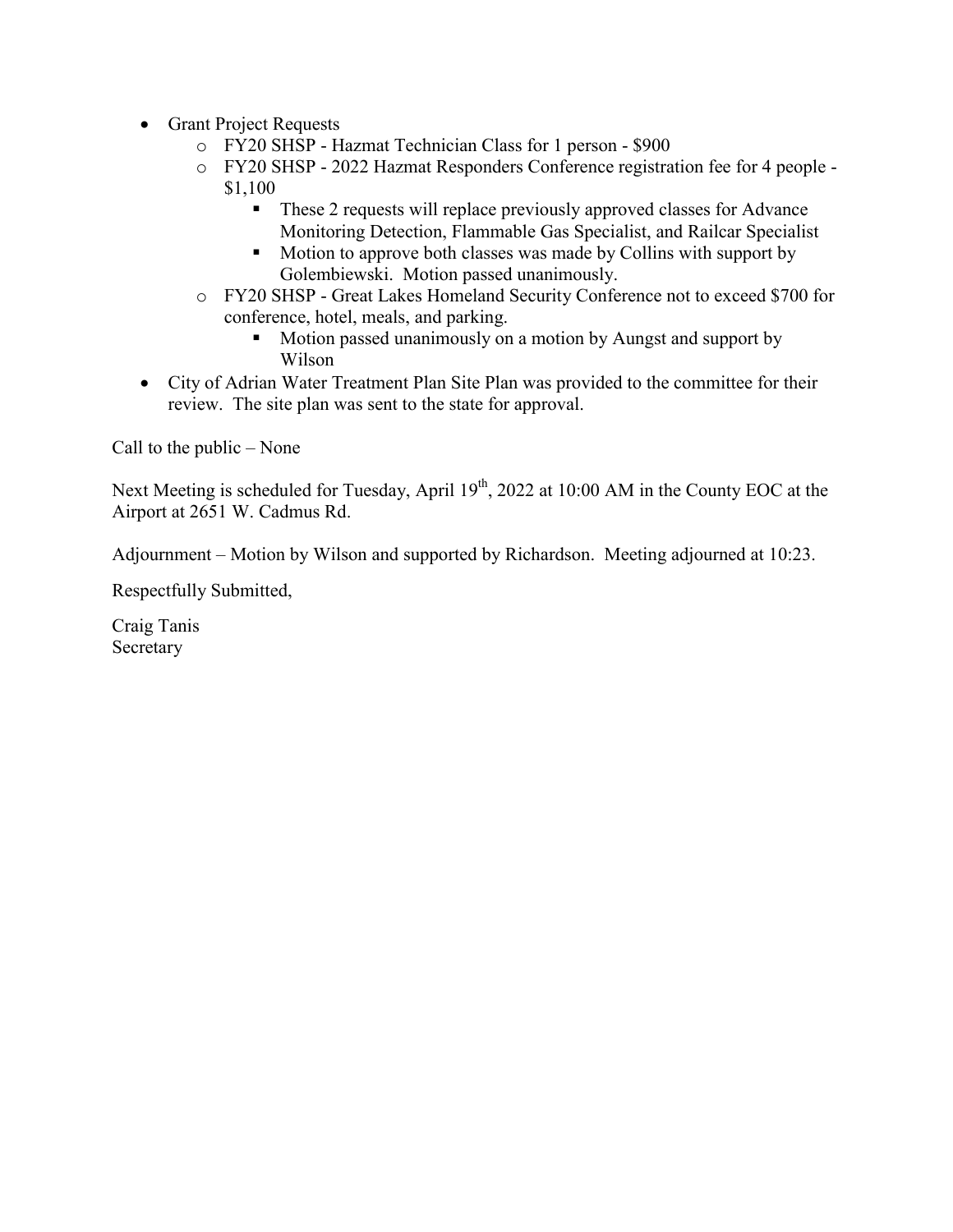- Grant Project Requests
    - FY20 SHSP - Hazmat Technician Class for 1 person - $900
    - FY20 SHSP - 2022 Hazmat Responders Conference registration fee for 4 people - $1,100
        - These 2 requests will replace previously approved classes for Advance Monitoring Detection, Flammable Gas Specialist, and Railcar Specialist
        - Motion to approve both classes was made by Collins with support by Golembiewski. Motion passed unanimously.
    - FY20 SHSP - Great Lakes Homeland Security Conference not to exceed $700 for conference, hotel, meals, and parking.
        - Motion passed unanimously on a motion by Aungst and support by Wilson
- City of Adrian Water Treatment Plan Site Plan was provided to the committee for their review. The site plan was sent to the state for approval.

Call to the public – None

Next Meeting is scheduled for Tuesday, April 19th, 2022 at 10:00 AM in the County EOC at the Airport at 2651 W. Cadmus Rd.

Adjournment – Motion by Wilson and supported by Richardson. Meeting adjourned at 10:23.

Respectfully Submitted,

Craig Tanis
Secretary